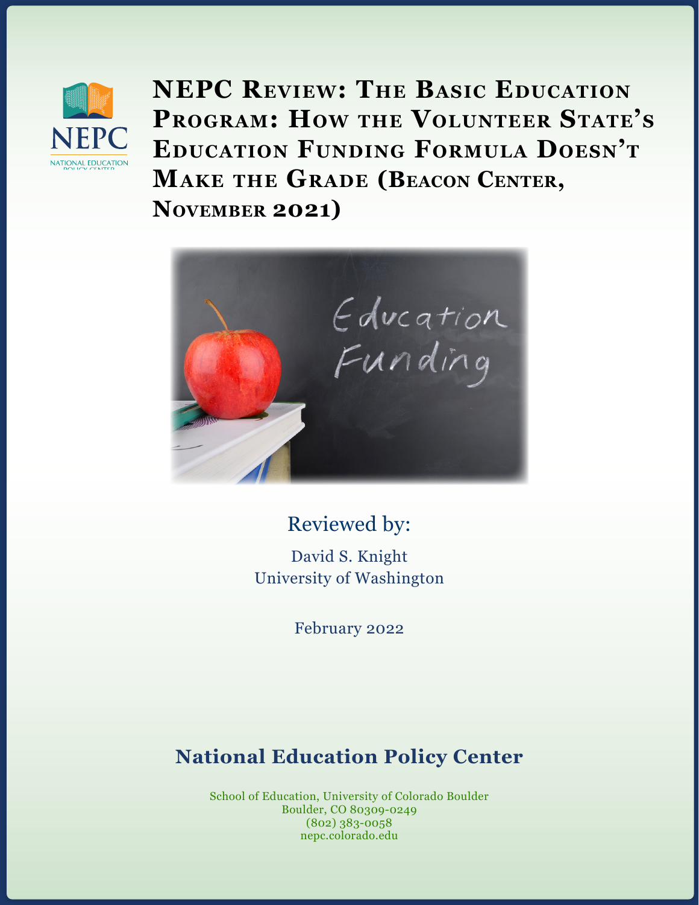# NEPC Review: The Basic Education Program: How the Volunteer State's Education Funding Formula Doesn't Make the Grade (Beacon Center, November 2021)

Reviewed by:

David S. Knight
University of Washington

February 2022

## National Education Policy Center

School of Education, University of Colorado Boulder
Boulder, CO 80309-0249
(802) 383-0058
nepc.colorado.edu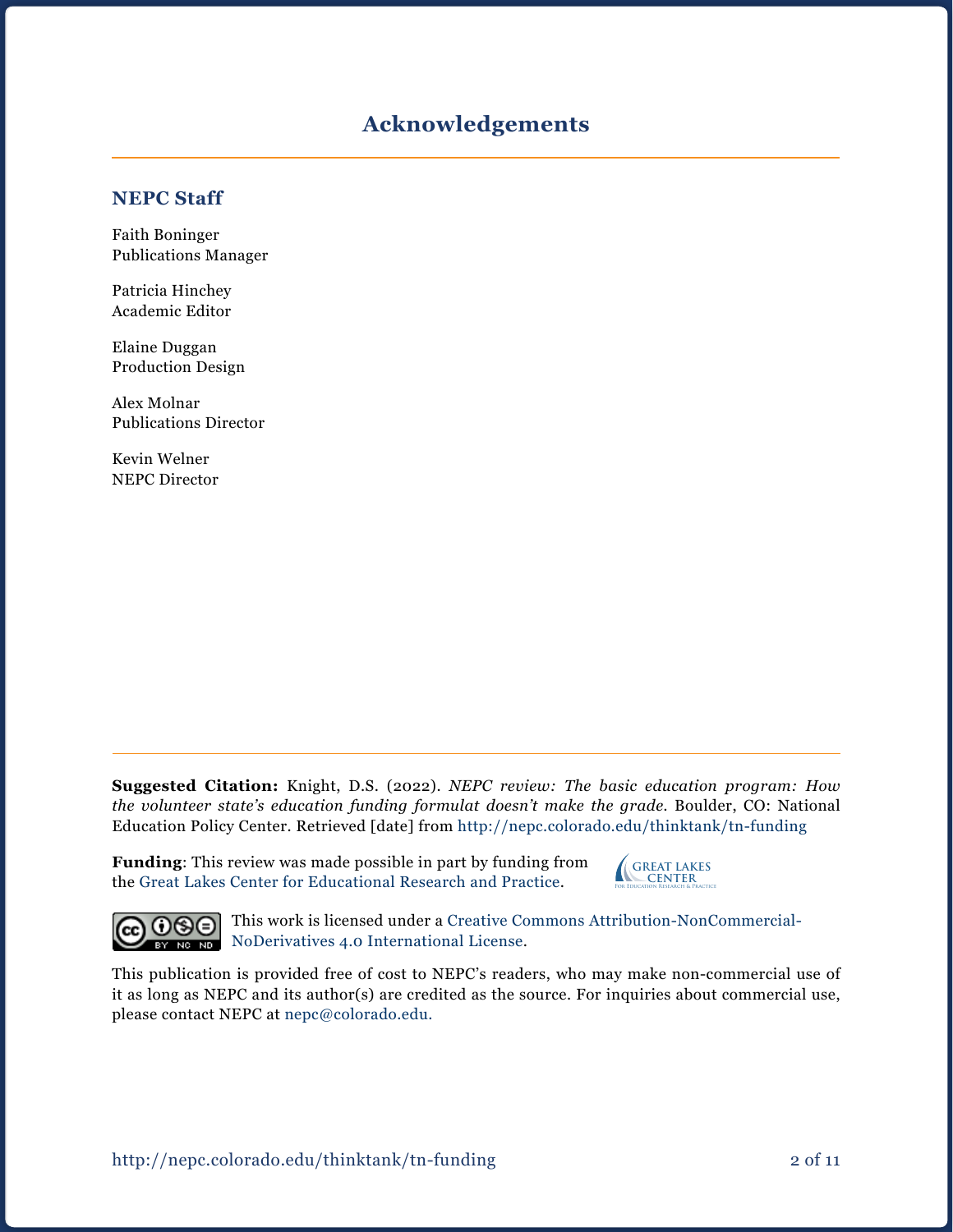# Acknowledgements

## NEPC Staff

Faith Boninger
Publications Manager

Patricia Hinchey
Academic Editor

Elaine Duggan
Production Design

Alex Molnar
Publications Director

Kevin Welner
NEPC Director

**Suggested Citation:** Knight, D.S. (2022). *NEPC review: The basic education program: How the volunteer state's education funding formulat doesn't make the grade.* Boulder, CO: National Education Policy Center. Retrieved [date] from http://nepc.colorado.edu/thinktank/tn-funding

**Funding**: This review was made possible in part by funding from the Great Lakes Center for Educational Research and Practice.

This work is licensed under a Creative Commons Attribution-NonCommercial-NoDerivatives 4.0 International License.

This publication is provided free of cost to NEPC's readers, who may make non-commercial use of it as long as NEPC and its author(s) are credited as the source. For inquiries about commercial use, please contact NEPC at nepc@colorado.edu.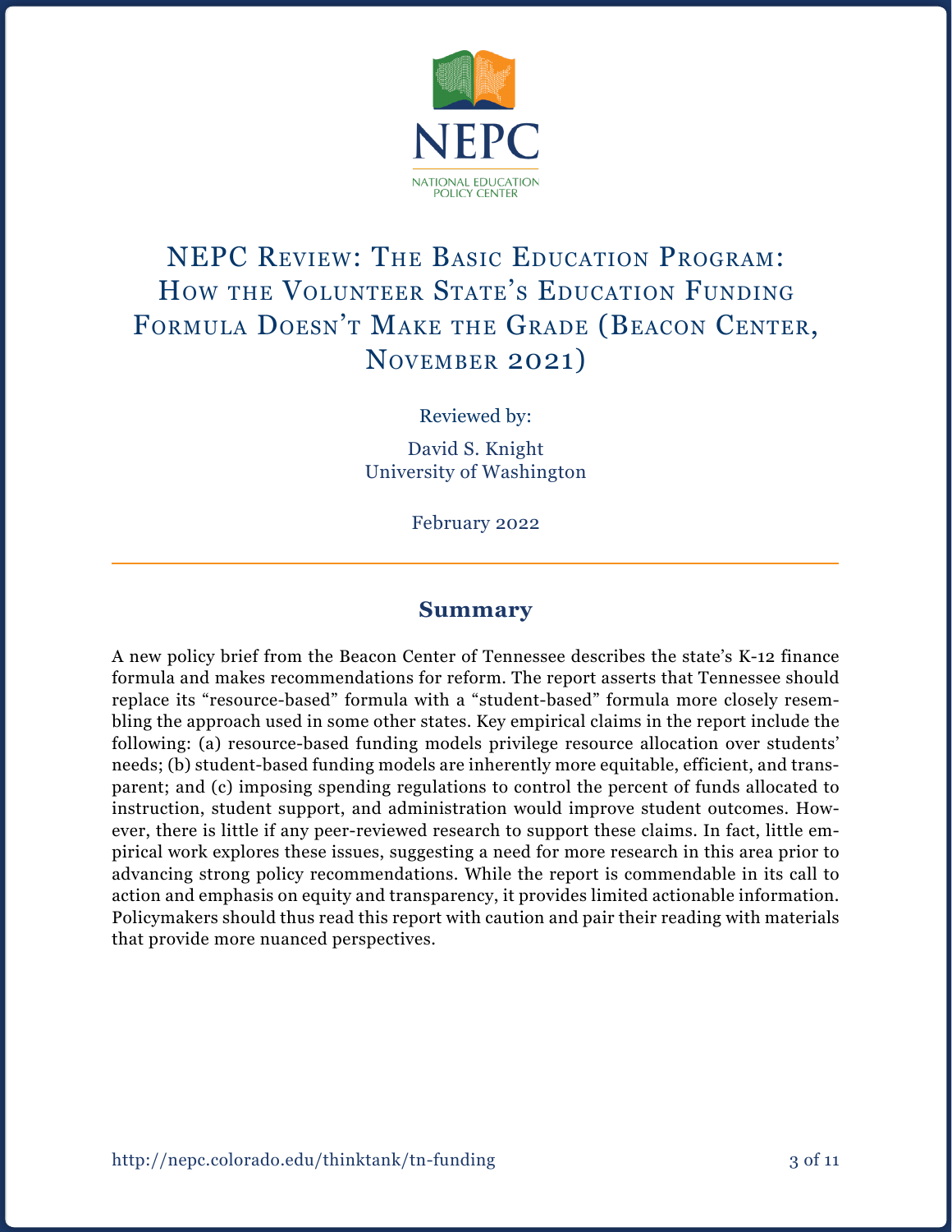NEPC

NATIONAL EDUCATION POLICY CENTER

# NEPC Review: The Basic Education Program: How the Volunteer State's Education Funding Formula Doesn't Make the Grade (Beacon Center, November 2021)

Reviewed by:

David S. Knight
University of Washington

February 2022

## Summary

A new policy brief from the Beacon Center of Tennessee describes the state's K-12 finance formula and makes recommendations for reform. The report asserts that Tennessee should replace its "resource-based" formula with a "student-based" formula more closely resembling the approach used in some other states. Key empirical claims in the report include the following: (a) resource-based funding models privilege resource allocation over students' needs; (b) student-based funding models are inherently more equitable, efficient, and transparent; and (c) imposing spending regulations to control the percent of funds allocated to instruction, student support, and administration would improve student outcomes. However, there is little if any peer-reviewed research to support these claims. In fact, little empirical work explores these issues, suggesting a need for more research in this area prior to advancing strong policy recommendations. While the report is commendable in its call to action and emphasis on equity and transparency, it provides limited actionable information. Policymakers should thus read this report with caution and pair their reading with materials that provide more nuanced perspectives.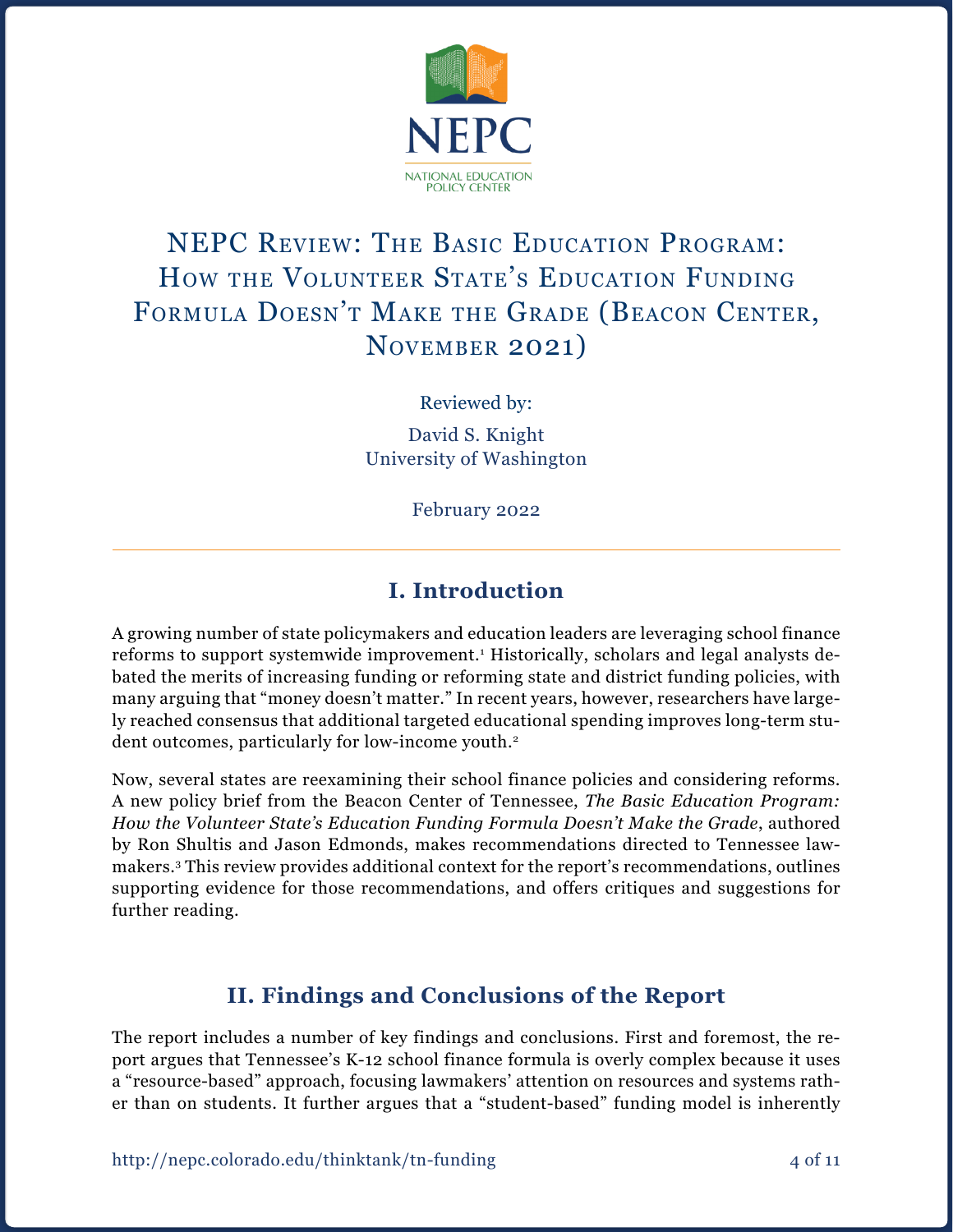NEPC

NATIONAL EDUCATION POLICY CENTER

# NEPC Review: The Basic Education Program: How the Volunteer State's Education Funding Formula Doesn't Make the Grade (Beacon Center, November 2021)

Reviewed by:

David S. Knight
University of Washington

February 2022

## I. Introduction

A growing number of state policymakers and education leaders are leveraging school finance reforms to support systemwide improvement.[1] Historically, scholars and legal analysts debated the merits of increasing funding or reforming state and district funding policies, with many arguing that "money doesn't matter." In recent years, however, researchers have largely reached consensus that additional targeted educational spending improves long-term student outcomes, particularly for low-income youth.[2]

Now, several states are reexamining their school finance policies and considering reforms. A new policy brief from the Beacon Center of Tennessee, *The Basic Education Program: How the Volunteer State's Education Funding Formula Doesn't Make the Grade*, authored by Ron Shultis and Jason Edmonds, makes recommendations directed to Tennessee lawmakers.[3] This review provides additional context for the report's recommendations, outlines supporting evidence for those recommendations, and offers critiques and suggestions for further reading.

## II. Findings and Conclusions of the Report

The report includes a number of key findings and conclusions. First and foremost, the report argues that Tennessee's K-12 school finance formula is overly complex because it uses a "resource-based" approach, focusing lawmakers' attention on resources and systems rather than on students. It further argues that a "student-based" funding model is inherently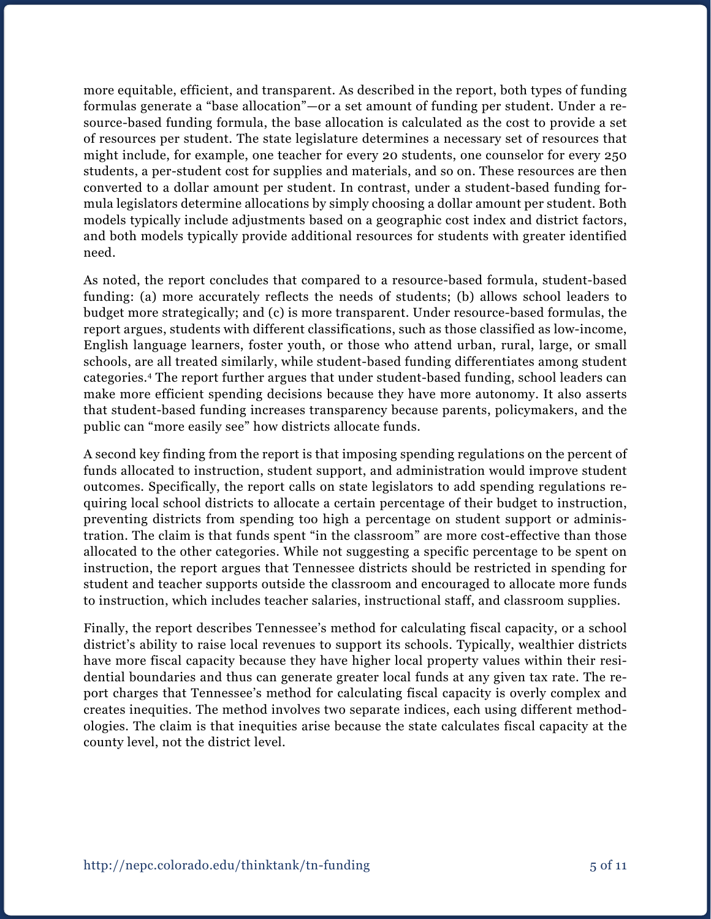more equitable, efficient, and transparent. As described in the report, both types of funding formulas generate a "base allocation"—or a set amount of funding per student. Under a resource-based funding formula, the base allocation is calculated as the cost to provide a set of resources per student. The state legislature determines a necessary set of resources that might include, for example, one teacher for every 20 students, one counselor for every 250 students, a per-student cost for supplies and materials, and so on. These resources are then converted to a dollar amount per student. In contrast, under a student-based funding formula legislators determine allocations by simply choosing a dollar amount per student. Both models typically include adjustments based on a geographic cost index and district factors, and both models typically provide additional resources for students with greater identified need.

As noted, the report concludes that compared to a resource-based formula, student-based funding: (a) more accurately reflects the needs of students; (b) allows school leaders to budget more strategically; and (c) is more transparent. Under resource-based formulas, the report argues, students with different classifications, such as those classified as low-income, English language learners, foster youth, or those who attend urban, rural, large, or small schools, are all treated similarly, while student-based funding differentiates among student categories.[4] The report further argues that under student-based funding, school leaders can make more efficient spending decisions because they have more autonomy. It also asserts that student-based funding increases transparency because parents, policymakers, and the public can "more easily see" how districts allocate funds.

A second key finding from the report is that imposing spending regulations on the percent of funds allocated to instruction, student support, and administration would improve student outcomes. Specifically, the report calls on state legislators to add spending regulations requiring local school districts to allocate a certain percentage of their budget to instruction, preventing districts from spending too high a percentage on student support or administration. The claim is that funds spent "in the classroom" are more cost-effective than those allocated to the other categories. While not suggesting a specific percentage to be spent on instruction, the report argues that Tennessee districts should be restricted in spending for student and teacher supports outside the classroom and encouraged to allocate more funds to instruction, which includes teacher salaries, instructional staff, and classroom supplies.

Finally, the report describes Tennessee's method for calculating fiscal capacity, or a school district's ability to raise local revenues to support its schools. Typically, wealthier districts have more fiscal capacity because they have higher local property values within their residential boundaries and thus can generate greater local funds at any given tax rate. The report charges that Tennessee's method for calculating fiscal capacity is overly complex and creates inequities. The method involves two separate indices, each using different methodologies. The claim is that inequities arise because the state calculates fiscal capacity at the county level, not the district level.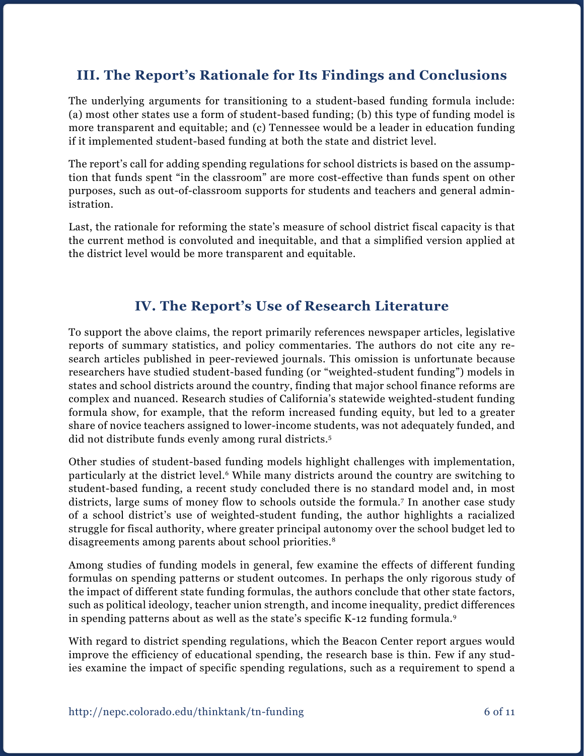## III. The Report's Rationale for Its Findings and Conclusions

The underlying arguments for transitioning to a student-based funding formula include: (a) most other states use a form of student-based funding; (b) this type of funding model is more transparent and equitable; and (c) Tennessee would be a leader in education funding if it implemented student-based funding at both the state and district level.

The report's call for adding spending regulations for school districts is based on the assumption that funds spent "in the classroom" are more cost-effective than funds spent on other purposes, such as out-of-classroom supports for students and teachers and general administration.

Last, the rationale for reforming the state's measure of school district fiscal capacity is that the current method is convoluted and inequitable, and that a simplified version applied at the district level would be more transparent and equitable.

## IV. The Report's Use of Research Literature

To support the above claims, the report primarily references newspaper articles, legislative reports of summary statistics, and policy commentaries. The authors do not cite any research articles published in peer-reviewed journals. This omission is unfortunate because researchers have studied student-based funding (or "weighted-student funding") models in states and school districts around the country, finding that major school finance reforms are complex and nuanced. Research studies of California's statewide weighted-student funding formula show, for example, that the reform increased funding equity, but led to a greater share of novice teachers assigned to lower-income students, was not adequately funded, and did not distribute funds evenly among rural districts.[5]

Other studies of student-based funding models highlight challenges with implementation, particularly at the district level.[6] While many districts around the country are switching to student-based funding, a recent study concluded there is no standard model and, in most districts, large sums of money flow to schools outside the formula.[7] In another case study of a school district's use of weighted-student funding, the author highlights a racialized struggle for fiscal authority, where greater principal autonomy over the school budget led to disagreements among parents about school priorities.[8]

Among studies of funding models in general, few examine the effects of different funding formulas on spending patterns or student outcomes. In perhaps the only rigorous study of the impact of different state funding formulas, the authors conclude that other state factors, such as political ideology, teacher union strength, and income inequality, predict differences in spending patterns about as well as the state's specific K-12 funding formula.[9]

With regard to district spending regulations, which the Beacon Center report argues would improve the efficiency of educational spending, the research base is thin. Few if any studies examine the impact of specific spending regulations, such as a requirement to spend a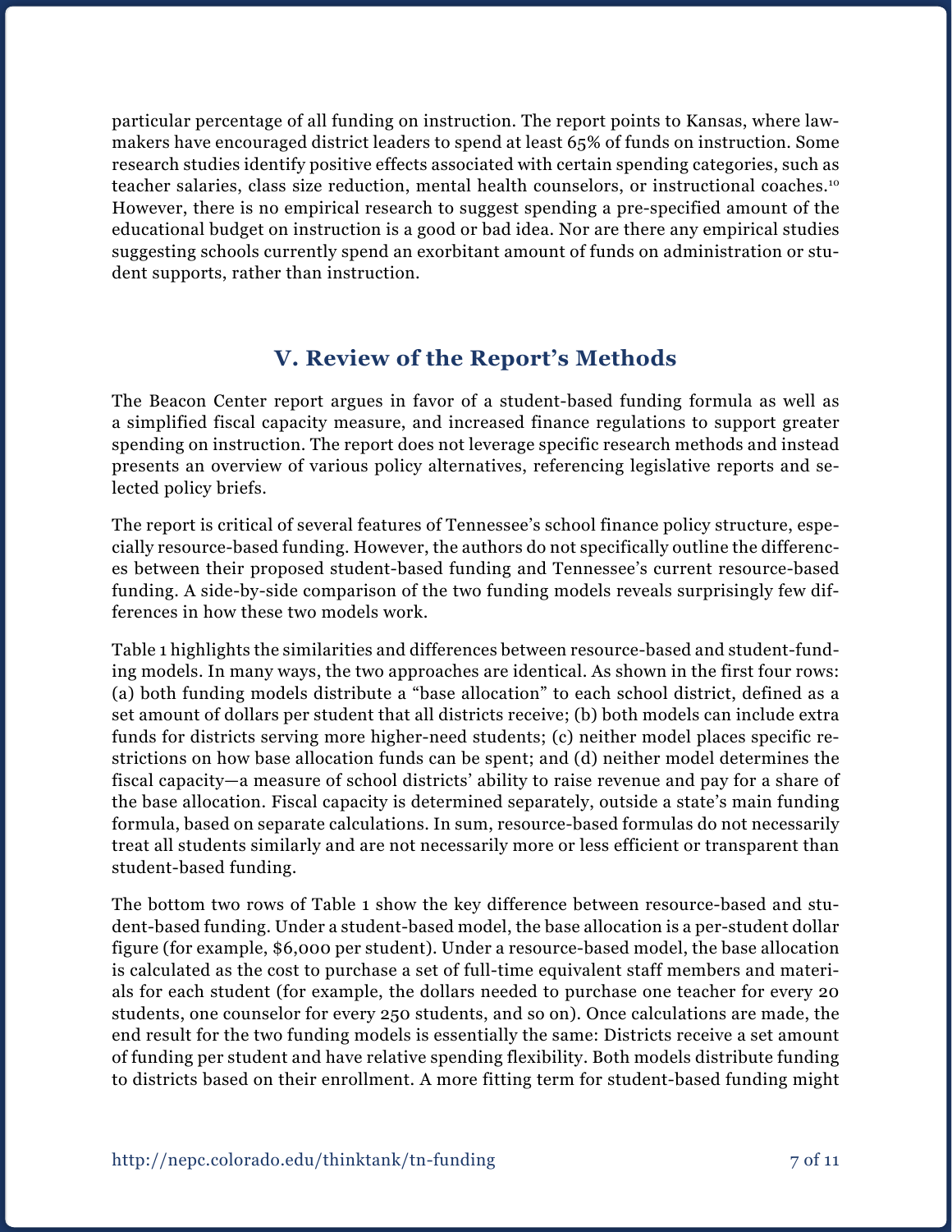particular percentage of all funding on instruction. The report points to Kansas, where lawmakers have encouraged district leaders to spend at least 65% of funds on instruction. Some research studies identify positive effects associated with certain spending categories, such as teacher salaries, class size reduction, mental health counselors, or instructional coaches.[10] However, there is no empirical research to suggest spending a pre-specified amount of the educational budget on instruction is a good or bad idea. Nor are there any empirical studies suggesting schools currently spend an exorbitant amount of funds on administration or student supports, rather than instruction.

## V. Review of the Report's Methods

The Beacon Center report argues in favor of a student-based funding formula as well as a simplified fiscal capacity measure, and increased finance regulations to support greater spending on instruction. The report does not leverage specific research methods and instead presents an overview of various policy alternatives, referencing legislative reports and selected policy briefs.

The report is critical of several features of Tennessee's school finance policy structure, especially resource-based funding. However, the authors do not specifically outline the differences between their proposed student-based funding and Tennessee's current resource-based funding. A side-by-side comparison of the two funding models reveals surprisingly few differences in how these two models work.

Table 1 highlights the similarities and differences between resource-based and student-funding models. In many ways, the two approaches are identical. As shown in the first four rows: (a) both funding models distribute a "base allocation" to each school district, defined as a set amount of dollars per student that all districts receive; (b) both models can include extra funds for districts serving more higher-need students; (c) neither model places specific restrictions on how base allocation funds can be spent; and (d) neither model determines the fiscal capacity—a measure of school districts' ability to raise revenue and pay for a share of the base allocation. Fiscal capacity is determined separately, outside a state's main funding formula, based on separate calculations. In sum, resource-based formulas do not necessarily treat all students similarly and are not necessarily more or less efficient or transparent than student-based funding.

The bottom two rows of Table 1 show the key difference between resource-based and student-based funding. Under a student-based model, the base allocation is a per-student dollar figure (for example, $6,000 per student). Under a resource-based model, the base allocation is calculated as the cost to purchase a set of full-time equivalent staff members and materials for each student (for example, the dollars needed to purchase one teacher for every 20 students, one counselor for every 250 students, and so on). Once calculations are made, the end result for the two funding models is essentially the same: Districts receive a set amount of funding per student and have relative spending flexibility. Both models distribute funding to districts based on their enrollment. A more fitting term for student-based funding might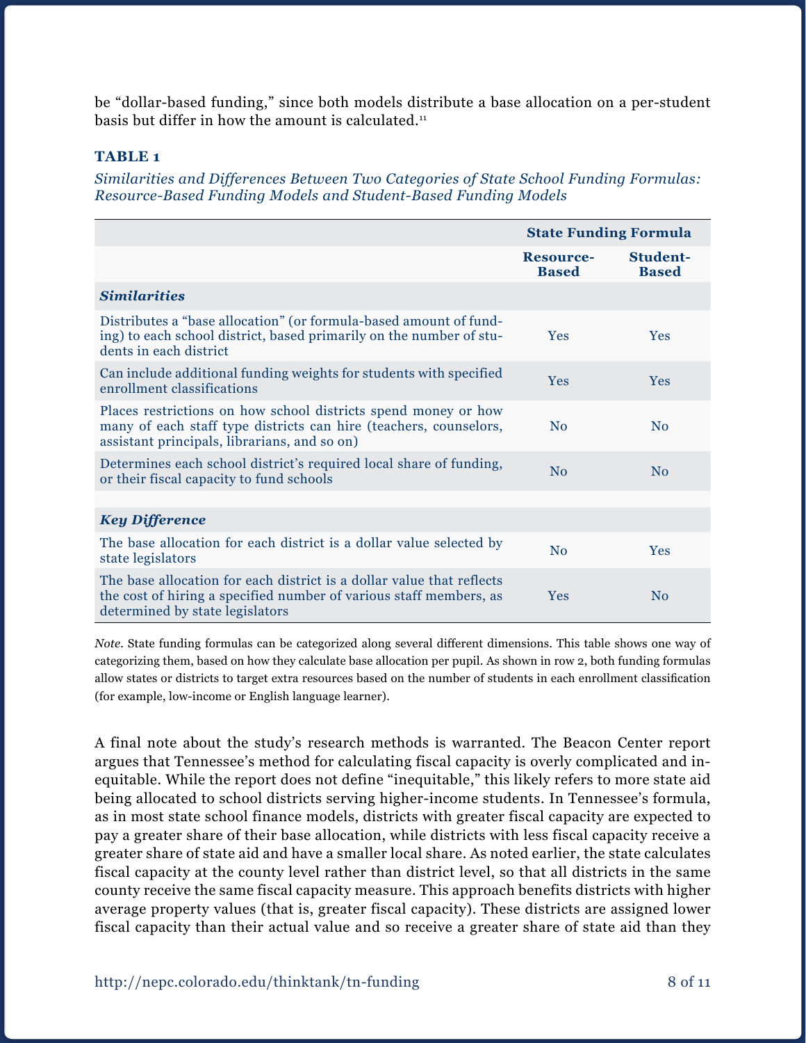be "dollar-based funding," since both models distribute a base allocation on a per-student basis but differ in how the amount is calculated.[11]

**TABLE 1**

*Similarities and Differences Between Two Categories of State School Funding Formulas: Resource-Based Funding Models and Student-Based Funding Models*

| | State Funding Formula | |
|---|---|---|
| | **Resource-Based** | **Student-Based** |
| ***Similarities*** | | |
| Distributes a "base allocation" (or formula-based amount of funding) to each school district, based primarily on the number of students in each district | Yes | Yes |
| Can include additional funding weights for students with specified enrollment classifications | Yes | Yes |
| Places restrictions on how school districts spend money or how many of each staff type districts can hire (teachers, counselors, assistant principals, librarians, and so on) | No | No |
| Determines each school district's required local share of funding, or their fiscal capacity to fund schools | No | No |
| ***Key Difference*** | | |
| The base allocation for each district is a dollar value selected by state legislators | No | Yes |
| The base allocation for each district is a dollar value that reflects the cost of hiring a specified number of various staff members, as determined by state legislators | Yes | No |

*Note*. State funding formulas can be categorized along several different dimensions. This table shows one way of categorizing them, based on how they calculate base allocation per pupil. As shown in row 2, both funding formulas allow states or districts to target extra resources based on the number of students in each enrollment classification (for example, low-income or English language learner).

A final note about the study's research methods is warranted. The Beacon Center report argues that Tennessee's method for calculating fiscal capacity is overly complicated and inequitable. While the report does not define "inequitable," this likely refers to more state aid being allocated to school districts serving higher-income students. In Tennessee's formula, as in most state school finance models, districts with greater fiscal capacity are expected to pay a greater share of their base allocation, while districts with less fiscal capacity receive a greater share of state aid and have a smaller local share. As noted earlier, the state calculates fiscal capacity at the county level rather than district level, so that all districts in the same county receive the same fiscal capacity measure. This approach benefits districts with higher average property values (that is, greater fiscal capacity). These districts are assigned lower fiscal capacity than their actual value and so receive a greater share of state aid than they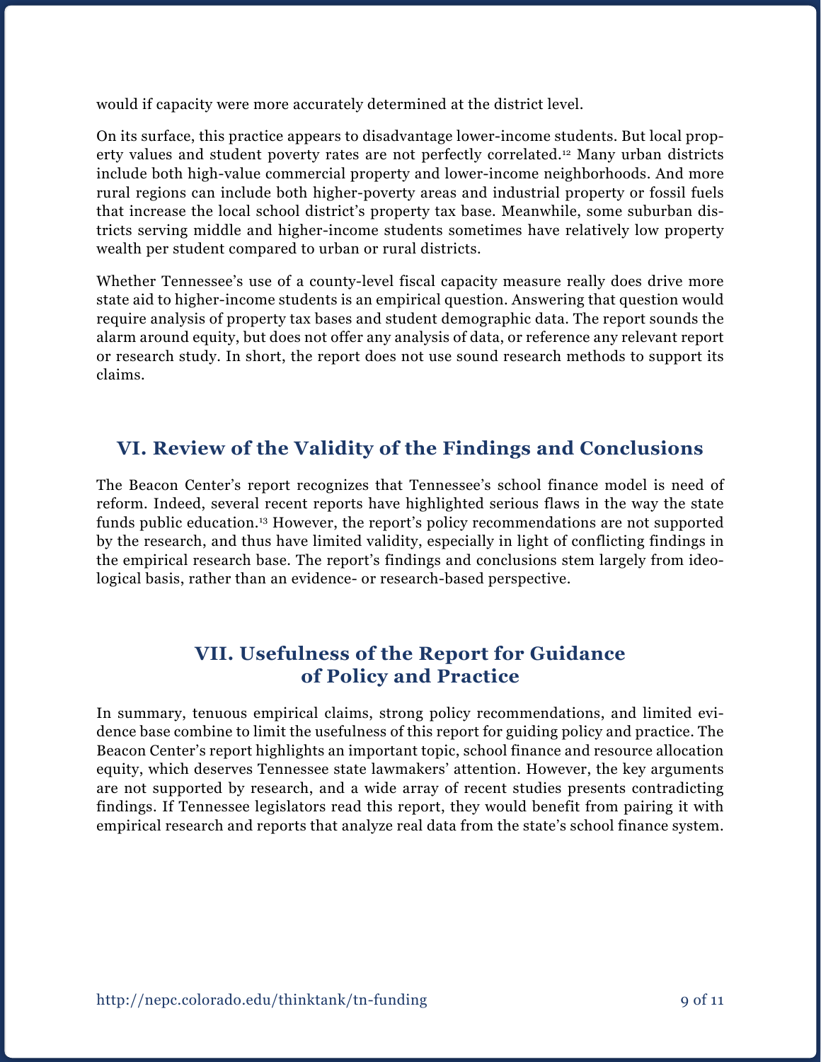would if capacity were more accurately determined at the district level.

On its surface, this practice appears to disadvantage lower-income students. But local property values and student poverty rates are not perfectly correlated.[12] Many urban districts include both high-value commercial property and lower-income neighborhoods. And more rural regions can include both higher-poverty areas and industrial property or fossil fuels that increase the local school district's property tax base. Meanwhile, some suburban districts serving middle and higher-income students sometimes have relatively low property wealth per student compared to urban or rural districts.

Whether Tennessee's use of a county-level fiscal capacity measure really does drive more state aid to higher-income students is an empirical question. Answering that question would require analysis of property tax bases and student demographic data. The report sounds the alarm around equity, but does not offer any analysis of data, or reference any relevant report or research study. In short, the report does not use sound research methods to support its claims.

## VI. Review of the Validity of the Findings and Conclusions

The Beacon Center's report recognizes that Tennessee's school finance model is need of reform. Indeed, several recent reports have highlighted serious flaws in the way the state funds public education.[13] However, the report's policy recommendations are not supported by the research, and thus have limited validity, especially in light of conflicting findings in the empirical research base. The report's findings and conclusions stem largely from ideological basis, rather than an evidence- or research-based perspective.

## VII. Usefulness of the Report for Guidance of Policy and Practice

In summary, tenuous empirical claims, strong policy recommendations, and limited evidence base combine to limit the usefulness of this report for guiding policy and practice. The Beacon Center's report highlights an important topic, school finance and resource allocation equity, which deserves Tennessee state lawmakers' attention. However, the key arguments are not supported by research, and a wide array of recent studies presents contradicting findings. If Tennessee legislators read this report, they would benefit from pairing it with empirical research and reports that analyze real data from the state's school finance system.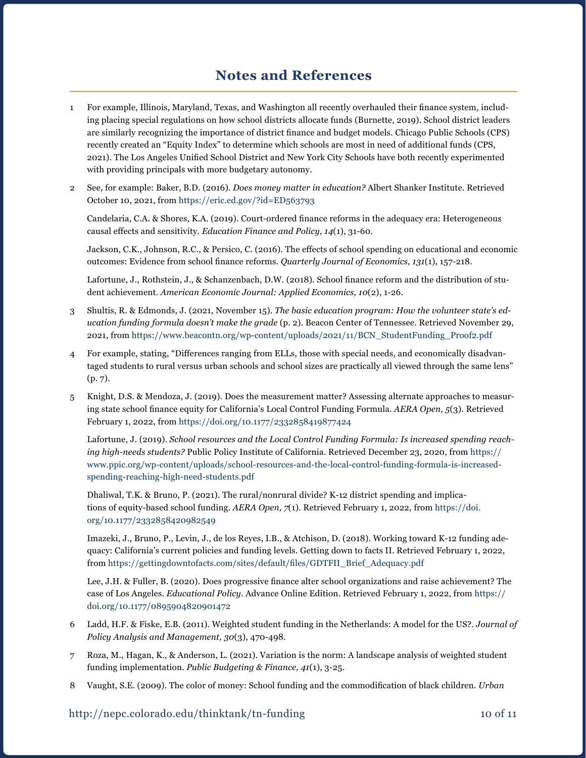# Notes and References

1. For example, Illinois, Maryland, Texas, and Washington all recently overhauled their finance system, including placing special regulations on how school districts allocate funds (Burnette, 2019). School district leaders are similarly recognizing the importance of district finance and budget models. Chicago Public Schools (CPS) recently created an "Equity Index" to determine which schools are most in need of additional funds (CPS, 2021). The Los Angeles Unified School District and New York City Schools have both recently experimented with providing principals with more budgetary autonomy.

2. See, for example: Baker, B.D. (2016). *Does money matter in education?* Albert Shanker Institute. Retrieved October 10, 2021, from https://eric.ed.gov/?id=ED563793

   Candelaria, C.A. & Shores, K.A. (2019). Court-ordered finance reforms in the adequacy era: Heterogeneous causal effects and sensitivity. *Education Finance and Policy, 14*(1), 31-60.

   Jackson, C.K., Johnson, R.C., & Persico, C. (2016). The effects of school spending on educational and economic outcomes: Evidence from school finance reforms. *Quarterly Journal of Economics, 131*(1), 157-218.

   Lafortune, J., Rothstein, J., & Schanzenbach, D.W. (2018). School finance reform and the distribution of student achievement. *American Economic Journal: Applied Economics, 10*(2), 1-26.

3. Shultis, R. & Edmonds, J. (2021, November 15). *The basic education program: How the volunteer state's education funding formula doesn't make the grade* (p. 2). Beacon Center of Tennessee. Retrieved November 29, 2021, from https://www.beacontn.org/wp-content/uploads/2021/11/BCN_StudentFunding_Proof2.pdf

4. For example, stating, "Differences ranging from ELLs, those with special needs, and economically disadvantaged students to rural versus urban schools and school sizes are practically all viewed through the same lens" (p. 7).

5. Knight, D.S. & Mendoza, J. (2019). Does the measurement matter? Assessing alternate approaches to measuring state school finance equity for California's Local Control Funding Formula. *AERA Open, 5*(3). Retrieved February 1, 2022, from https://doi.org/10.1177/2332858419877424

   Lafortune, J. (2019). *School resources and the Local Control Funding Formula: Is increased spending reaching high-needs students?* Public Policy Institute of California. Retrieved December 23, 2020, from https://www.ppic.org/wp-content/uploads/school-resources-and-the-local-control-funding-formula-is-increased-spending-reaching-high-need-students.pdf

   Dhaliwal, T.K. & Bruno, P. (2021). The rural/nonrural divide? K-12 district spending and implications of equity-based school funding. *AERA Open, 7*(1). Retrieved February 1, 2022, from https://doi.org/10.1177/2332858420982549

   Imazeki, J., Bruno, P., Levin, J., de los Reyes, I.B., & Atchison, D. (2018). Working toward K-12 funding adequacy: California's current policies and funding levels. Getting down to facts II. Retrieved February 1, 2022, from https://gettingdowntofacts.com/sites/default/files/GDTFII_Brief_Adequacy.pdf

   Lee, J.H. & Fuller, B. (2020). Does progressive finance alter school organizations and raise achievement? The case of Los Angeles. *Educational Policy*. Advance Online Edition. Retrieved February 1, 2022, from https://doi.org/10.1177/0895904820901472

6. Ladd, H.F. & Fiske, E.B. (2011). Weighted student funding in the Netherlands: A model for the US?. *Journal of Policy Analysis and Management, 30*(3), 470-498.

7. Roza, M., Hagan, K., & Anderson, L. (2021). Variation is the norm: A landscape analysis of weighted student funding implementation. *Public Budgeting & Finance, 41*(1), 3-25.

8. Vaught, S.E. (2009). The color of money: School funding and the commodification of black children. *Urban*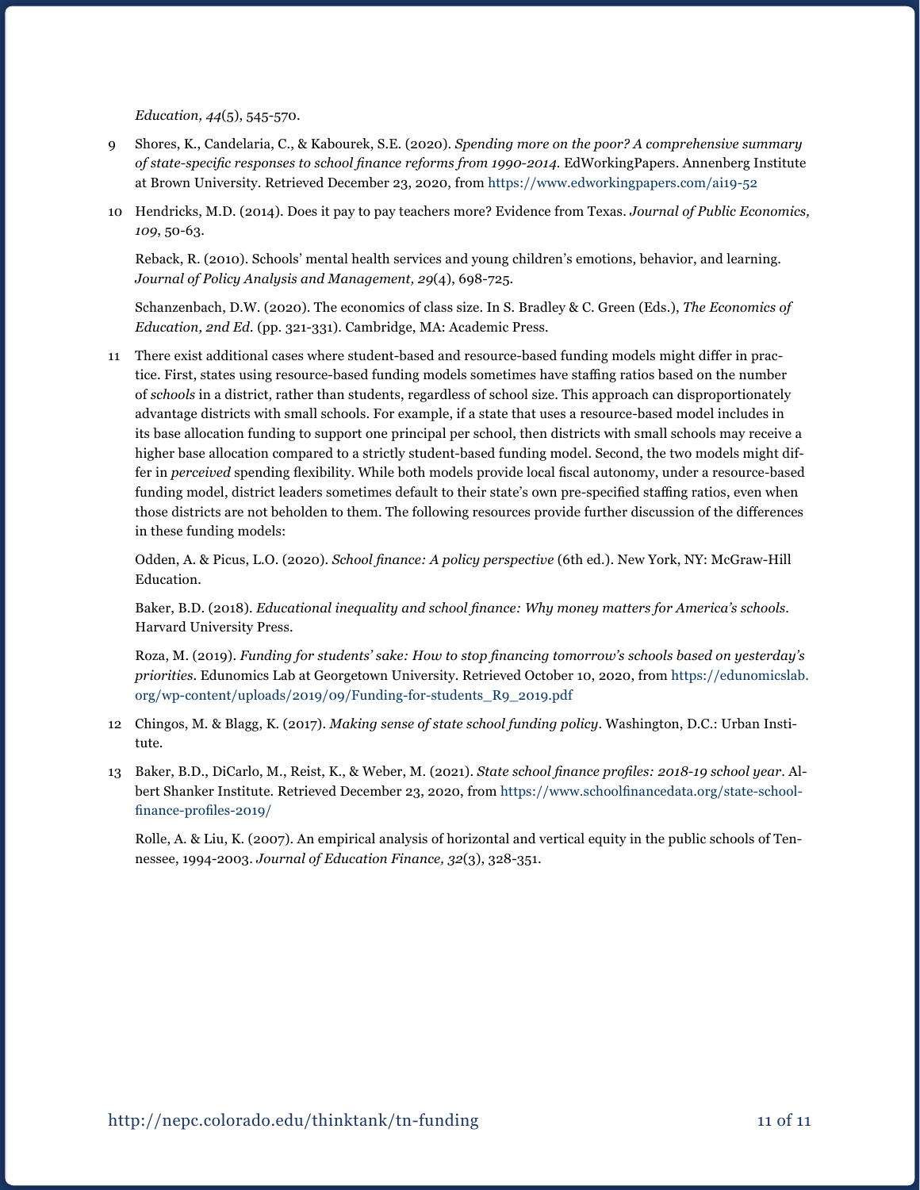*Education, 44*(5), 545-570.

9 Shores, K., Candelaria, C., & Kabourek, S.E. (2020). *Spending more on the poor? A comprehensive summary of state-specific responses to school finance reforms from 1990-2014*. EdWorkingPapers. Annenberg Institute at Brown University. Retrieved December 23, 2020, from https://www.edworkingpapers.com/ai19-52

10 Hendricks, M.D. (2014). Does it pay to pay teachers more? Evidence from Texas. *Journal of Public Economics, 109*, 50-63.

Reback, R. (2010). Schools' mental health services and young children's emotions, behavior, and learning. *Journal of Policy Analysis and Management, 29*(4), 698-725.

Schanzenbach, D.W. (2020). The economics of class size. In S. Bradley & C. Green (Eds.), *The Economics of Education, 2nd Ed.* (pp. 321-331). Cambridge, MA: Academic Press.

11 There exist additional cases where student-based and resource-based funding models might differ in practice. First, states using resource-based funding models sometimes have staffing ratios based on the number of *schools* in a district, rather than students, regardless of school size. This approach can disproportionately advantage districts with small schools. For example, if a state that uses a resource-based model includes in its base allocation funding to support one principal per school, then districts with small schools may receive a higher base allocation compared to a strictly student-based funding model. Second, the two models might differ in *perceived* spending flexibility. While both models provide local fiscal autonomy, under a resource-based funding model, district leaders sometimes default to their state's own pre-specified staffing ratios, even when those districts are not beholden to them. The following resources provide further discussion of the differences in these funding models:

Odden, A. & Picus, L.O. (2020). *School finance: A policy perspective* (6th ed.). New York, NY: McGraw-Hill Education.

Baker, B.D. (2018). *Educational inequality and school finance: Why money matters for America's schools*. Harvard University Press.

Roza, M. (2019). *Funding for students' sake: How to stop financing tomorrow's schools based on yesterday's priorities*. Edunomics Lab at Georgetown University. Retrieved October 10, 2020, from https://edunomicslab.org/wp-content/uploads/2019/09/Funding-for-students_R9_2019.pdf

12 Chingos, M. & Blagg, K. (2017). *Making sense of state school funding policy*. Washington, D.C.: Urban Institute.

13 Baker, B.D., DiCarlo, M., Reist, K., & Weber, M. (2021). *State school finance profiles: 2018-19 school year*. Albert Shanker Institute. Retrieved December 23, 2020, from https://www.schoolfinancedata.org/state-school-finance-profiles-2019/

Rolle, A. & Liu, K. (2007). An empirical analysis of horizontal and vertical equity in the public schools of Tennessee, 1994-2003. *Journal of Education Finance, 32*(3), 328-351.